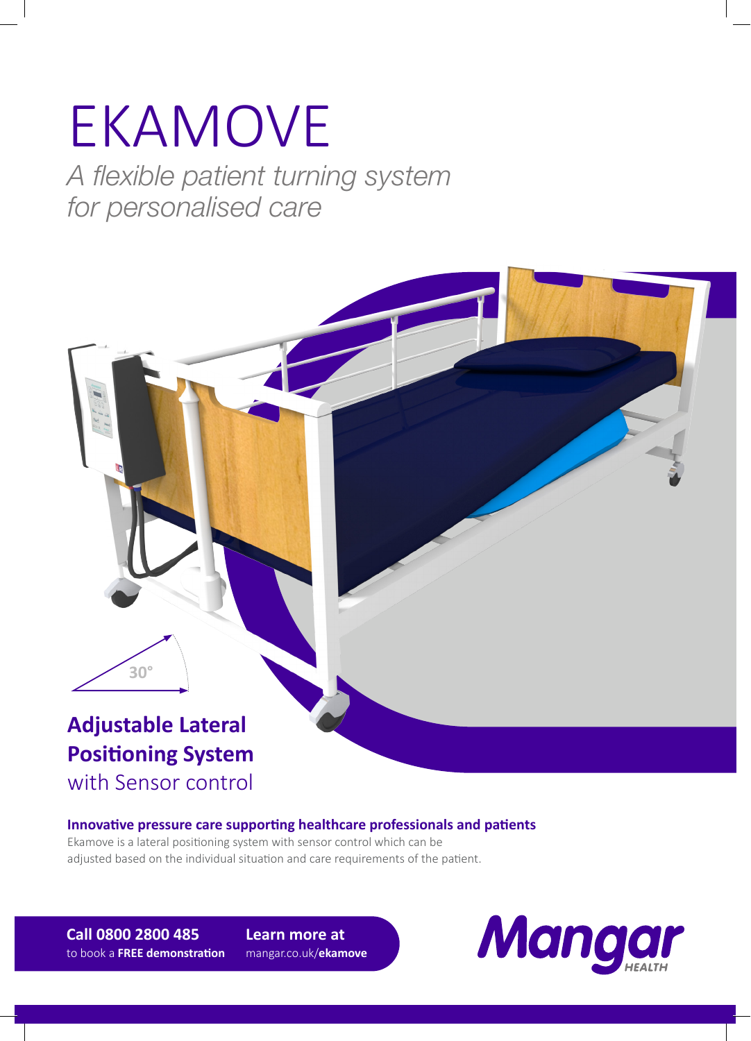# EKAMOVE

*A flexible patient turning system for personalised care*

30°

## Adjustable Lateral Positioning System

with Sensor control

**Innovative pressure care supporting healthcare professionals and patients**

Ekamove is a lateral positioning system with sensor control which can be adjusted based on the individual situation and care requirements of the patient.

**Call 0800 2800 485**
to book a **FREE demonstration**

**Learn more at**
mangar.co.uk/**ekamove**

Mangar HEALTH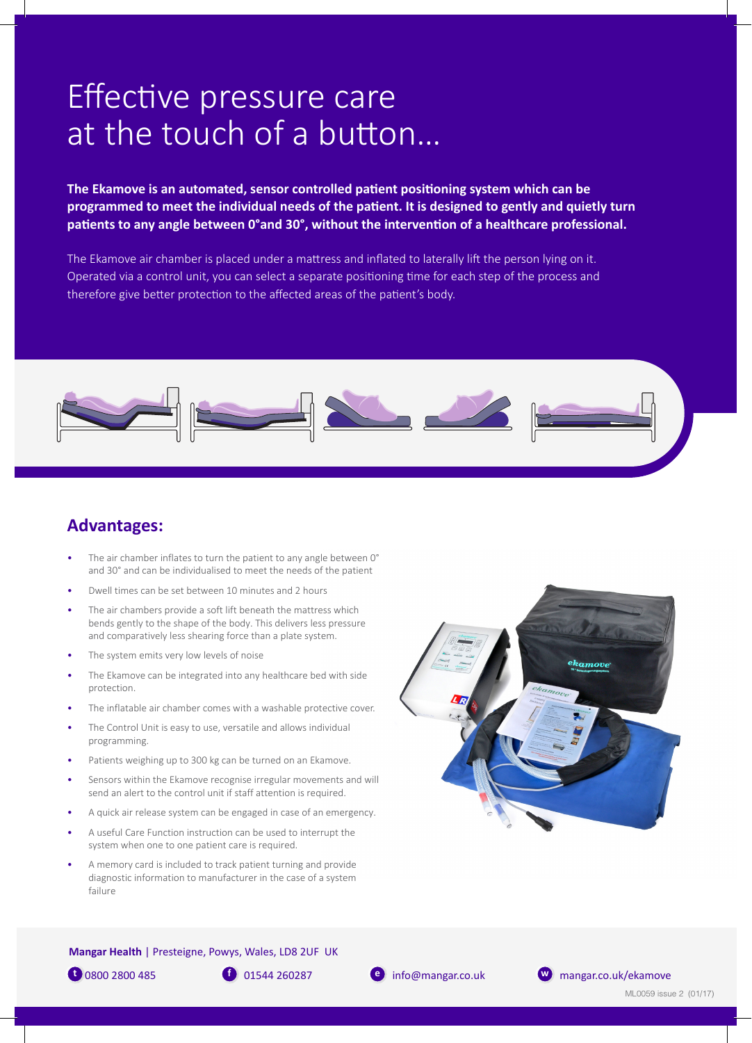# Effective pressure care at the touch of a button...

**The Ekamove is an automated, sensor controlled patient positioning system which can be programmed to meet the individual needs of the patient. It is designed to gently and quietly turn patients to any angle between 0°and 30°, without the intervention of a healthcare professional.**

The Ekamove air chamber is placed under a mattress and inflated to laterally lift the person lying on it. Operated via a control unit, you can select a separate positioning time for each step of the process and therefore give better protection to the affected areas of the patient's body.

## Advantages:

- The air chamber inflates to turn the patient to any angle between 0° and 30° and can be individualised to meet the needs of the patient
- Dwell times can be set between 10 minutes and 2 hours
- The air chambers provide a soft lift beneath the mattress which bends gently to the shape of the body. This delivers less pressure and comparatively less shearing force than a plate system.
- The system emits very low levels of noise
- The Ekamove can be integrated into any healthcare bed with side protection.
- The inflatable air chamber comes with a washable protective cover.
- The Control Unit is easy to use, versatile and allows individual programming.
- Patients weighing up to 300 kg can be turned on an Ekamove.
- Sensors within the Ekamove recognise irregular movements and will send an alert to the control unit if staff attention is required.
- A quick air release system can be engaged in case of an emergency.
- A useful Care Function instruction can be used to interrupt the system when one to one patient care is required.
- A memory card is included to track patient turning and provide diagnostic information to manufacturer in the case of a system failure

**Mangar Health** | Presteigne, Powys, Wales, LD8 2UF UK

t 0800 2800 485    f 01544 260287    e info@mangar.co.uk    w mangar.co.uk/ekamove

ML0059 issue 2 (01/17)